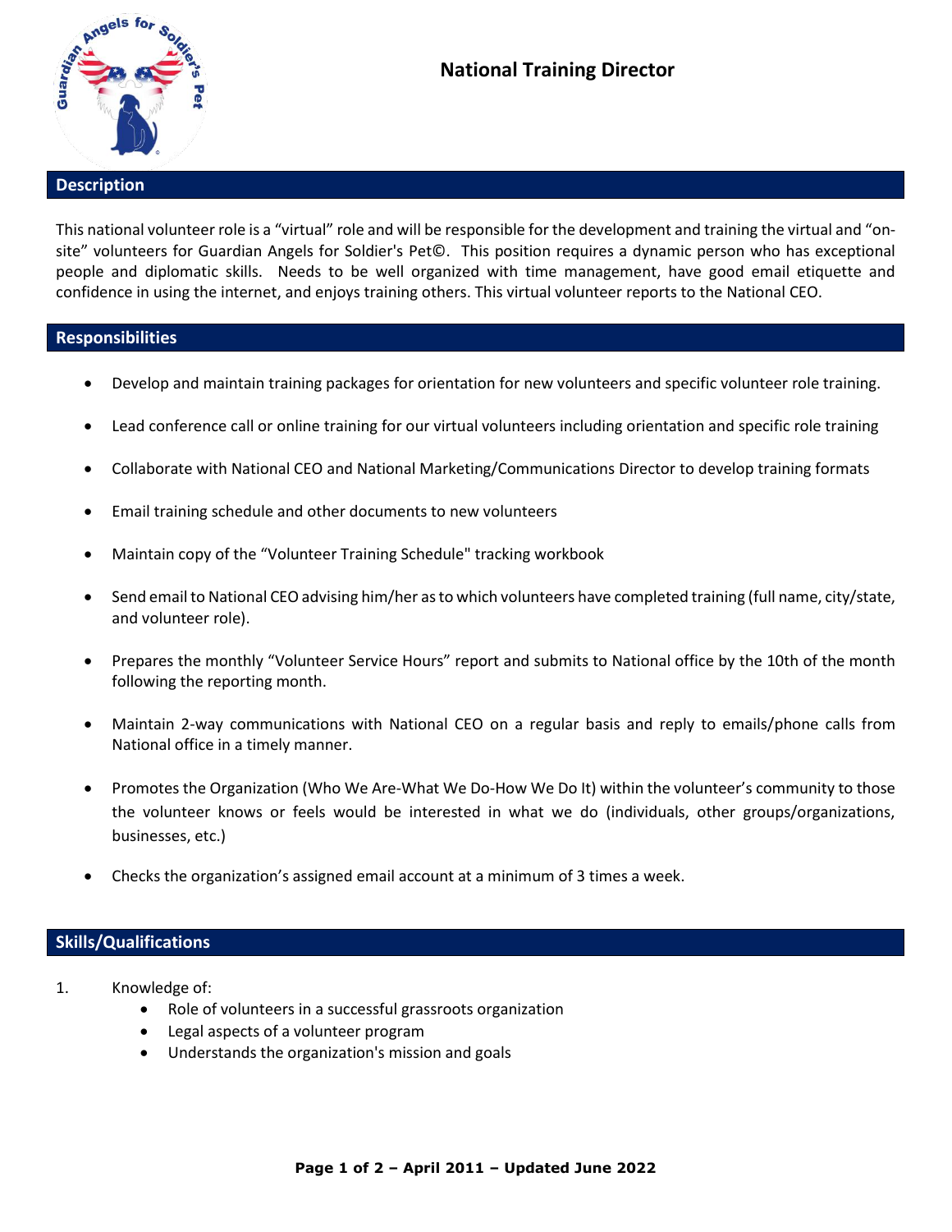# National Training Director

## Description

This national volunteer role is a "virtual" role and will be responsible for the development and training the virtual and "on-site" volunteers for Guardian Angels for Soldier's Pet©. This position requires a dynamic person who has exceptional people and diplomatic skills. Needs to be well organized with time management, have good email etiquette and confidence in using the internet, and enjoys training others. This virtual volunteer reports to the National CEO.

## Responsibilities

- Develop and maintain training packages for orientation for new volunteers and specific volunteer role training.
- Lead conference call or online training for our virtual volunteers including orientation and specific role training
- Collaborate with National CEO and National Marketing/Communications Director to develop training formats
- Email training schedule and other documents to new volunteers
- Maintain copy of the "Volunteer Training Schedule" tracking workbook
- Send email to National CEO advising him/her as to which volunteers have completed training (full name, city/state, and volunteer role).
- Prepares the monthly "Volunteer Service Hours" report and submits to National office by the 10th of the month following the reporting month.
- Maintain 2-way communications with National CEO on a regular basis and reply to emails/phone calls from National office in a timely manner.
- Promotes the Organization (Who We Are-What We Do-How We Do It) within the volunteer's community to those the volunteer knows or feels would be interested in what we do (individuals, other groups/organizations, businesses, etc.)
- Checks the organization's assigned email account at a minimum of 3 times a week.

## Skills/Qualifications

1. Knowledge of:
   - Role of volunteers in a successful grassroots organization
   - Legal aspects of a volunteer program
   - Understands the organization's mission and goals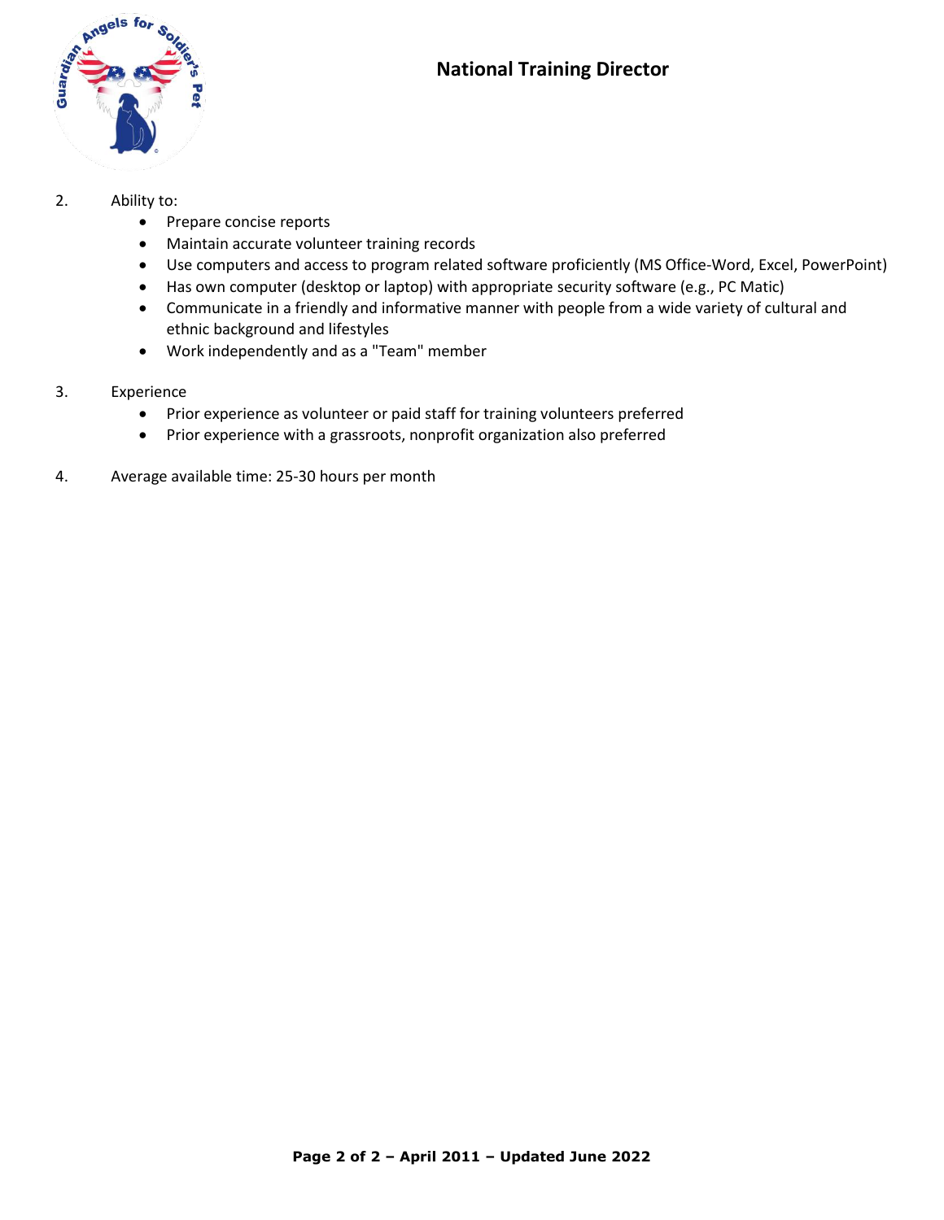2. Ability to:
    - Prepare concise reports
    - Maintain accurate volunteer training records
    - Use computers and access to program related software proficiently (MS Office-Word, Excel, PowerPoint)
    - Has own computer (desktop or laptop) with appropriate security software (e.g., PC Matic)
    - Communicate in a friendly and informative manner with people from a wide variety of cultural and ethnic background and lifestyles
    - Work independently and as a "Team" member

3. Experience
    - Prior experience as volunteer or paid staff for training volunteers preferred
    - Prior experience with a grassroots, nonprofit organization also preferred

4. Average available time: 25-30 hours per month